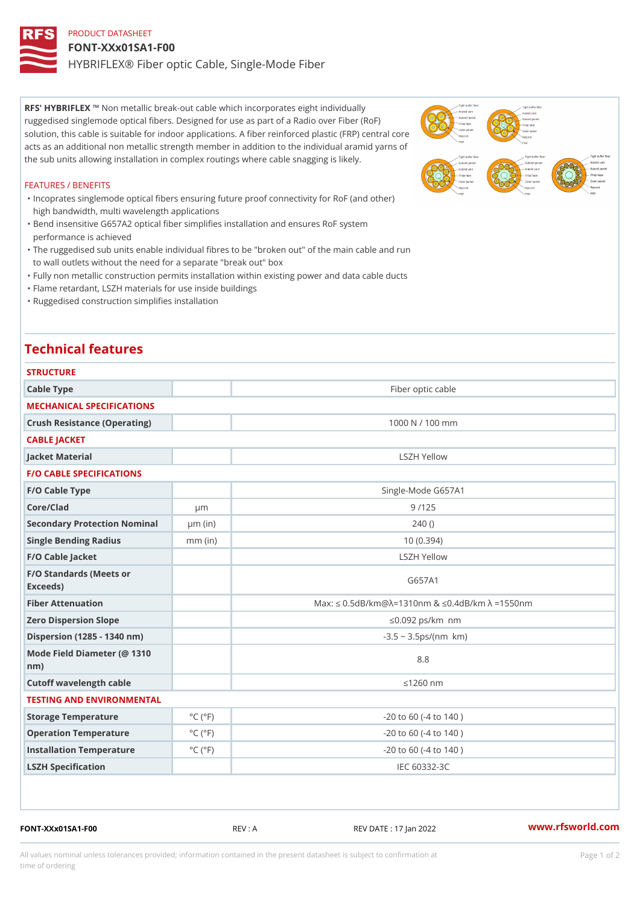PRODUCT DATASHEET

# FONT-XXx01SA1-F00

## HYBRIFLEX® Fiber optic Cable, Single-Mode Fiber

**RFS' HYBRIFLEX ™** Non metallic break-out cable which incorporates eight individually ruggedised singlemode optical fibers. Designed for use as part of a Radio over Fiber (RoF) solution, this cable is suitable for indoor applications. A fiber reinforced plastic (FRP) central core acts as an additional non metallic strength member in addition to the individual aramid yarns of the sub units allowing installation in complex routings where cable snagging is likely.

FEATURES / BENEFITS

- Incoprates singlemode optical fibers ensuring future proof connectivity for RoF (and other) high bandwidth, multi wavelength applications
- Bend insensitive G657A2 optical fiber simplifies installation and ensures RoF system performance is achieved
- The ruggedised sub units enable individual fibres to be "broken out" of the main cable and run to wall outlets without the need for a separate "break out" box
- Fully non metallic construction permits installation within existing power and data cable ducts
- Flame retardant, LSZH materials for use inside buildings
- Ruggedised construction simplifies installation

## Technical features

| STRUCTURE | | |
|---|---|---|
| Cable Type | | Fiber optic cable |
| **MECHANICAL SPECIFICATIONS** | | |
| Crush Resistance (Operating) | | 1000 N / 100 mm |
| **CABLE JACKET** | | |
| Jacket Material | | LSZH Yellow |
| **F/O CABLE SPECIFICATIONS** | | |
| F/O Cable Type | | Single-Mode G657A1 |
| Core/Clad | μm | 9 /125 |
| Secondary Protection Nominal | μm (in) | 240 () |
| Single Bending Radius | mm (in) | 10 (0.394) |
| F/O Cable Jacket | | LSZH Yellow |
| F/O Standards (Meets or Exceeds) | | G657A1 |
| Fiber Attenuation | | Max: ≤ 0.5dB/km@λ=1310nm & ≤0.4dB/km λ =1550nm |
| Zero Dispersion Slope | | ≤0.092 ps/km nm |
| Dispersion (1285 - 1340 nm) | | -3.5 ~ 3.5ps/(nm km) |
| Mode Field Diameter (@ 1310 nm) | | 8.8 |
| Cutoff wavelength cable | | ≤1260 nm |
| **TESTING AND ENVIRONMENTAL** | | |
| Storage Temperature | °C (°F) | -20 to 60 (-4 to 140 ) |
| Operation Temperature | °C (°F) | -20 to 60 (-4 to 140 ) |
| Installation Temperature | °C (°F) | -20 to 60 (-4 to 140 ) |
| LSZH Specification | | IEC 60332-3C |

FONT-XXx01SA1-F00 REV : A REV DATE : 17 Jan 2022 www.rfsworld.com

All values nominal unless tolerances provided; information contained in the present datasheet is subject to confirmation at time of ordering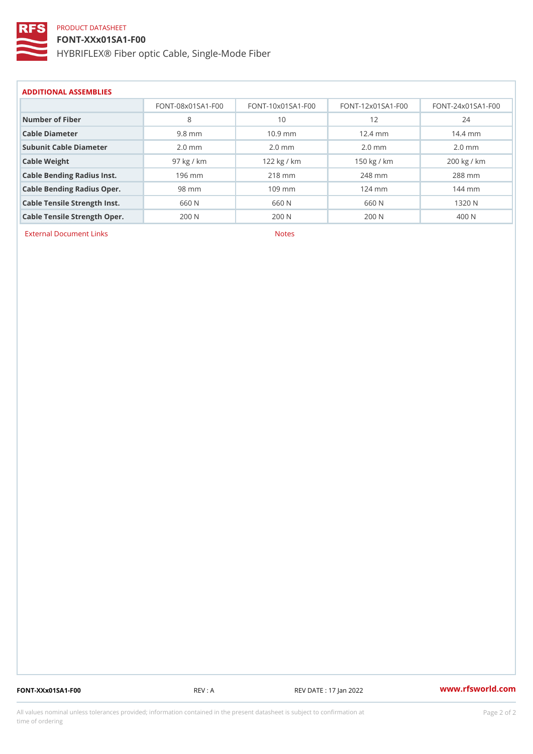## ADDITIONAL ASSEMBLIES

| | FONT-08x01SA1-F00 | FONT-10x01SA1-F00 | FONT-12x01SA1-F00 | FONT-24x01SA1-F00 |
|---|---|---|---|---|
| Number of Fiber | 8 | 10 | 12 | 24 |
| Cable Diameter | 9.8 mm | 10.9 mm | 12.4 mm | 14.4 mm |
| Subunit Cable Diameter | 2.0 mm | 2.0 mm | 2.0 mm | 2.0 mm |
| Cable Weight | 97 kg / km | 122 kg / km | 150 kg / km | 200 kg / km |
| Cable Bending Radius Inst. | 196 mm | 218 mm | 248 mm | 288 mm |
| Cable Bending Radius Oper. | 98 mm | 109 mm | 124 mm | 144 mm |
| Cable Tensile Strength Inst. | 660 N | 660 N | 660 N | 1320 N |
| Cable Tensile Strength Oper. | 200 N | 200 N | 200 N | 400 N |

External Document Links

Notes